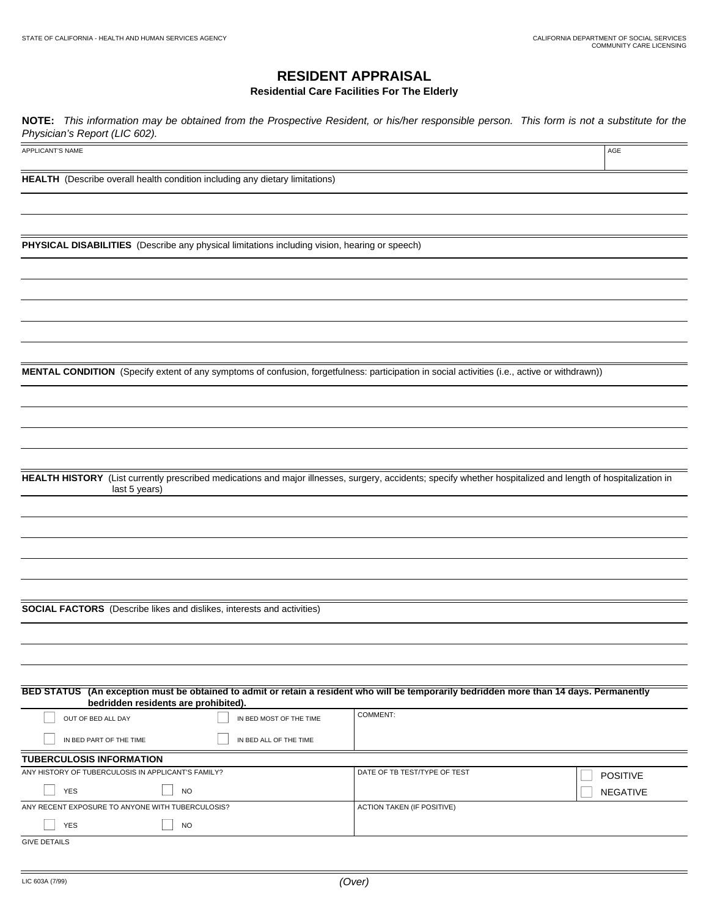STATE OF CALIFORNIA - HEALTH AND HUMAN SERVICES AGENCY

CALIFORNIA DEPARTMENT OF SOCIAL SERVICES
COMMUNITY CARE LICENSING

# RESIDENT APPRAISAL

### Residential Care Facilities For The Elderly

**NOTE:** *This information may be obtained from the Prospective Resident, or his/her responsible person. This form is not a substitute for the Physician's Report (LIC 602).*

| APPLICANT'S NAME | AGE |
|---|---|
| | |

**HEALTH** (Describe overall health condition including any dietary limitations)

**PHYSICAL DISABILITIES** (Describe any physical limitations including vision, hearing or speech)

**MENTAL CONDITION** (Specify extent of any symptoms of confusion, forgetfulness: participation in social activities (i.e., active or withdrawn))

**HEALTH HISTORY** (List currently prescribed medications and major illnesses, surgery, accidents; specify whether hospitalized and length of hospitalization in last 5 years)

**SOCIAL FACTORS** (Describe likes and dislikes, interests and activities)

**BED STATUS (An exception must be obtained to admit or retain a resident who will be temporarily bedridden more than 14 days. Permanently bedridden residents are prohibited).**

| | | COMMENT: |
|---|---|---|
| ☐ OUT OF BED ALL DAY | ☐ IN BED MOST OF THE TIME | |
| ☐ IN BED PART OF THE TIME | ☐ IN BED ALL OF THE TIME | |

**TUBERCULOSIS INFORMATION**

| ANY HISTORY OF TUBERCULOSIS IN APPLICANT'S FAMILY? | DATE OF TB TEST/TYPE OF TEST | ☐ POSITIVE |
|---|---|---|
| ☐ YES ☐ NO | | ☐ NEGATIVE |
| ANY RECENT EXPOSURE TO ANYONE WITH TUBERCULOSIS? | ACTION TAKEN (IF POSITIVE) | |
| ☐ YES ☐ NO | | |

GIVE DETAILS

LIC 603A (7/99)

*(Over)*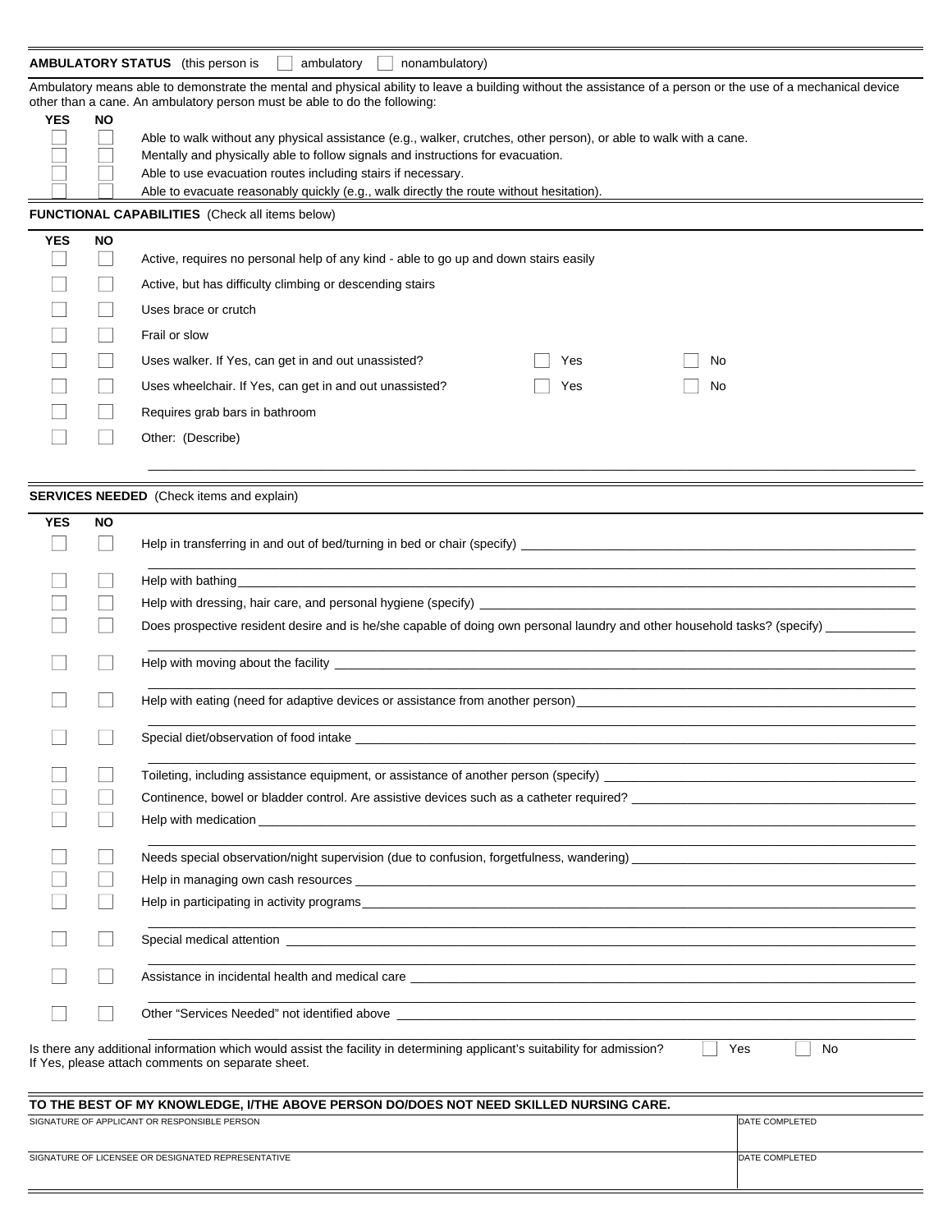**AMBULATORY STATUS** (this person is ☐ ambulatory ☐ nonambulatory)

Ambulatory means able to demonstrate the mental and physical ability to leave a building without the assistance of a person or the use of a mechanical device other than a cane. An ambulatory person must be able to do the following:

| YES | NO | |
|---|---|---|
| ☐ | ☐ | Able to walk without any physical assistance (e.g., walker, crutches, other person), or able to walk with a cane. |
| ☐ | ☐ | Mentally and physically able to follow signals and instructions for evacuation. |
| ☐ | ☐ | Able to use evacuation routes including stairs if necessary. |
| ☐ | ☐ | Able to evacuate reasonably quickly (e.g., walk directly the route without hesitation). |

**FUNCTIONAL CAPABILITIES** (Check all items below)

| YES | NO | | | |
|---|---|---|---|---|
| ☐ | ☐ | Active, requires no personal help of any kind - able to go up and down stairs easily | | |
| ☐ | ☐ | Active, but has difficulty climbing or descending stairs | | |
| ☐ | ☐ | Uses brace or crutch | | |
| ☐ | ☐ | Frail or slow | | |
| ☐ | ☐ | Uses walker. If Yes, can get in and out unassisted? | ☐ Yes | ☐ No |
| ☐ | ☐ | Uses wheelchair. If Yes, can get in and out unassisted? | ☐ Yes | ☐ No |
| ☐ | ☐ | Requires grab bars in bathroom | | |
| ☐ | ☐ | Other: (Describe) | | |

**SERVICES NEEDED** (Check items and explain)

| YES | NO | |
|---|---|---|
| ☐ | ☐ | Help in transferring in and out of bed/turning in bed or chair (specify) ________ |
| ☐ | ☐ | Help with bathing ________ |
| ☐ | ☐ | Help with dressing, hair care, and personal hygiene (specify) ________ |
| ☐ | ☐ | Does prospective resident desire and is he/she capable of doing own personal laundry and other household tasks? (specify) ________ |
| ☐ | ☐ | Help with moving about the facility ________ |
| ☐ | ☐ | Help with eating (need for adaptive devices or assistance from another person) ________ |
| ☐ | ☐ | Special diet/observation of food intake ________ |
| ☐ | ☐ | Toileting, including assistance equipment, or assistance of another person (specify) ________ |
| ☐ | ☐ | Continence, bowel or bladder control. Are assistive devices such as a catheter required? ________ |
| ☐ | ☐ | Help with medication ________ |
| ☐ | ☐ | Needs special observation/night supervision (due to confusion, forgetfulness, wandering) ________ |
| ☐ | ☐ | Help in managing own cash resources ________ |
| ☐ | ☐ | Help in participating in activity programs ________ |
| ☐ | ☐ | Special medical attention ________ |
| ☐ | ☐ | Assistance in incidental health and medical care ________ |
| ☐ | ☐ | Other "Services Needed" not identified above ________ |

Is there any additional information which would assist the facility in determining applicant's suitability for admission? ☐ Yes ☐ No
If Yes, please attach comments on separate sheet.

**TO THE BEST OF MY KNOWLEDGE, I/THE ABOVE PERSON DO/DOES NOT NEED SKILLED NURSING CARE.**

| SIGNATURE OF APPLICANT OR RESPONSIBLE PERSON | DATE COMPLETED |
|---|---|
| | |
| SIGNATURE OF LICENSEE OR DESIGNATED REPRESENTATIVE | DATE COMPLETED |
| | |